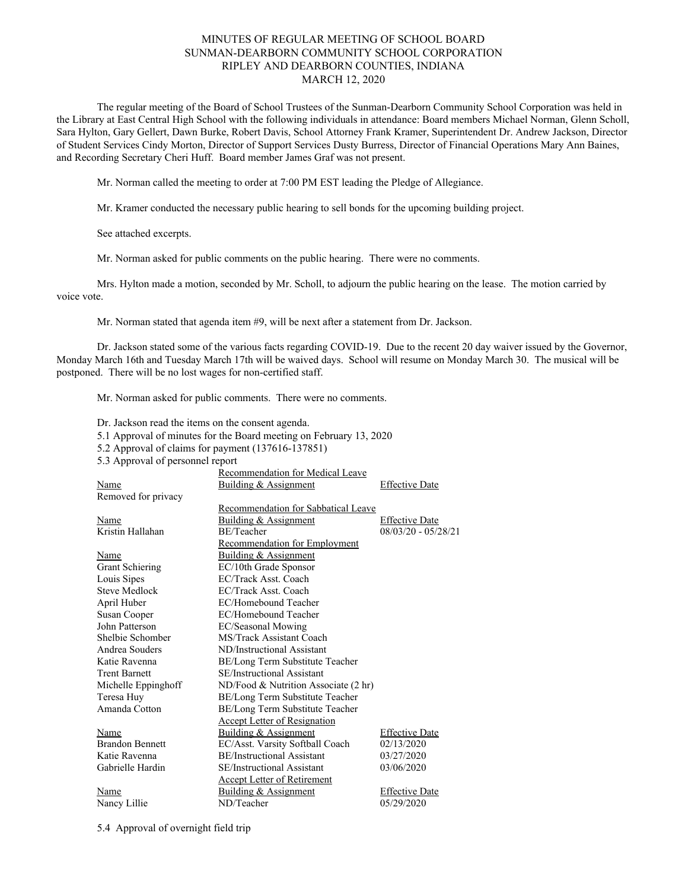# MINUTES OF REGULAR MEETING OF SCHOOL BOARD
# SUNMAN-DEARBORN COMMUNITY SCHOOL CORPORATION
# RIPLEY AND DEARBORN COUNTIES, INDIANA
# MARCH 12, 2020

The regular meeting of the Board of School Trustees of the Sunman-Dearborn Community School Corporation was held in the Library at East Central High School with the following individuals in attendance: Board members Michael Norman, Glenn Scholl, Sara Hylton, Gary Gellert, Dawn Burke, Robert Davis, School Attorney Frank Kramer, Superintendent Dr. Andrew Jackson, Director of Student Services Cindy Morton, Director of Support Services Dusty Burress, Director of Financial Operations Mary Ann Baines, and Recording Secretary Cheri Huff. Board member James Graf was not present.

Mr. Norman called the meeting to order at 7:00 PM EST leading the Pledge of Allegiance.

Mr. Kramer conducted the necessary public hearing to sell bonds for the upcoming building project.

See attached excerpts.

Mr. Norman asked for public comments on the public hearing. There were no comments.

Mrs. Hylton made a motion, seconded by Mr. Scholl, to adjourn the public hearing on the lease. The motion carried by voice vote.

Mr. Norman stated that agenda item #9, will be next after a statement from Dr. Jackson.

Dr. Jackson stated some of the various facts regarding COVID-19. Due to the recent 20 day waiver issued by the Governor, Monday March 16th and Tuesday March 17th will be waived days. School will resume on Monday March 30. The musical will be postponed. There will be no lost wages for non-certified staff.

Mr. Norman asked for public comments. There were no comments.

Dr. Jackson read the items on the consent agenda.

5.1 Approval of minutes for the Board meeting on February 13, 2020

5.2 Approval of claims for payment (137616-137851)

5.3 Approval of personnel report

**Recommendation for Medical Leave**

| Name | Building & Assignment | Effective Date |
|---|---|---|
| Removed for privacy | | |

**Recommendation for Sabbatical Leave**

| Name | Building & Assignment | Effective Date |
|---|---|---|
| Kristin Hallahan | BE/Teacher | 08/03/20 - 05/28/21 |

**Recommendation for Employment**

| Name | Building & Assignment |
|---|---|
| Grant Schiering | EC/10th Grade Sponsor |
| Louis Sipes | EC/Track Asst. Coach |
| Steve Medlock | EC/Track Asst. Coach |
| April Huber | EC/Homebound Teacher |
| Susan Cooper | EC/Homebound Teacher |
| John Patterson | EC/Seasonal Mowing |
| Shelbie Schomber | MS/Track Assistant Coach |
| Andrea Souders | ND/Instructional Assistant |
| Katie Ravenna | BE/Long Term Substitute Teacher |
| Trent Barnett | SE/Instructional Assistant |
| Michelle Eppinghoff | ND/Food & Nutrition Associate (2 hr) |
| Teresa Huy | BE/Long Term Substitute Teacher |
| Amanda Cotton | BE/Long Term Substitute Teacher |

**Accept Letter of Resignation**

| Name | Building & Assignment | Effective Date |
|---|---|---|
| Brandon Bennett | EC/Asst. Varsity Softball Coach | 02/13/2020 |
| Katie Ravenna | BE/Instructional Assistant | 03/27/2020 |
| Gabrielle Hardin | SE/Instructional Assistant | 03/06/2020 |

**Accept Letter of Retirement**

| Name | Building & Assignment | Effective Date |
|---|---|---|
| Nancy Lillie | ND/Teacher | 05/29/2020 |

5.4 Approval of overnight field trip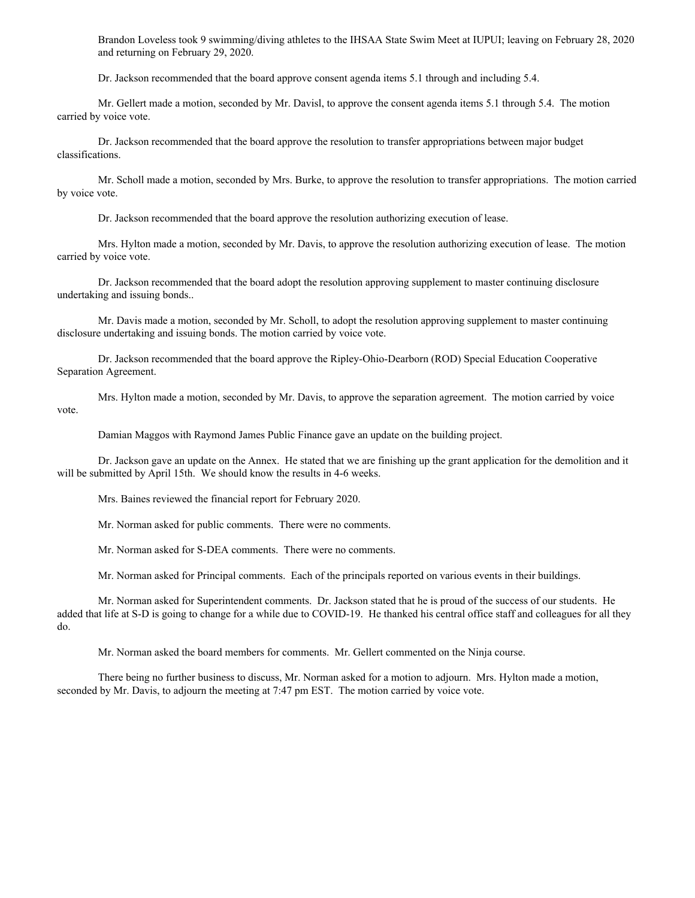Brandon Loveless took 9 swimming/diving athletes to the IHSAA State Swim Meet at IUPUI; leaving on February 28, 2020 and returning on February 29, 2020.

Dr. Jackson recommended that the board approve consent agenda items 5.1 through and including 5.4.

Mr. Gellert made a motion, seconded by Mr. Davisl, to approve the consent agenda items 5.1 through 5.4. The motion carried by voice vote.

Dr. Jackson recommended that the board approve the resolution to transfer appropriations between major budget classifications.

Mr. Scholl made a motion, seconded by Mrs. Burke, to approve the resolution to transfer appropriations. The motion carried by voice vote.

Dr. Jackson recommended that the board approve the resolution authorizing execution of lease.

Mrs. Hylton made a motion, seconded by Mr. Davis, to approve the resolution authorizing execution of lease. The motion carried by voice vote.

Dr. Jackson recommended that the board adopt the resolution approving supplement to master continuing disclosure undertaking and issuing bonds..

Mr. Davis made a motion, seconded by Mr. Scholl, to adopt the resolution approving supplement to master continuing disclosure undertaking and issuing bonds. The motion carried by voice vote.

Dr. Jackson recommended that the board approve the Ripley-Ohio-Dearborn (ROD) Special Education Cooperative Separation Agreement.

Mrs. Hylton made a motion, seconded by Mr. Davis, to approve the separation agreement. The motion carried by voice vote.

Damian Maggos with Raymond James Public Finance gave an update on the building project.

Dr. Jackson gave an update on the Annex. He stated that we are finishing up the grant application for the demolition and it will be submitted by April 15th. We should know the results in 4-6 weeks.

Mrs. Baines reviewed the financial report for February 2020.

Mr. Norman asked for public comments. There were no comments.

Mr. Norman asked for S-DEA comments. There were no comments.

Mr. Norman asked for Principal comments. Each of the principals reported on various events in their buildings.

Mr. Norman asked for Superintendent comments. Dr. Jackson stated that he is proud of the success of our students. He added that life at S-D is going to change for a while due to COVID-19. He thanked his central office staff and colleagues for all they do.

Mr. Norman asked the board members for comments. Mr. Gellert commented on the Ninja course.

There being no further business to discuss, Mr. Norman asked for a motion to adjourn. Mrs. Hylton made a motion, seconded by Mr. Davis, to adjourn the meeting at 7:47 pm EST. The motion carried by voice vote.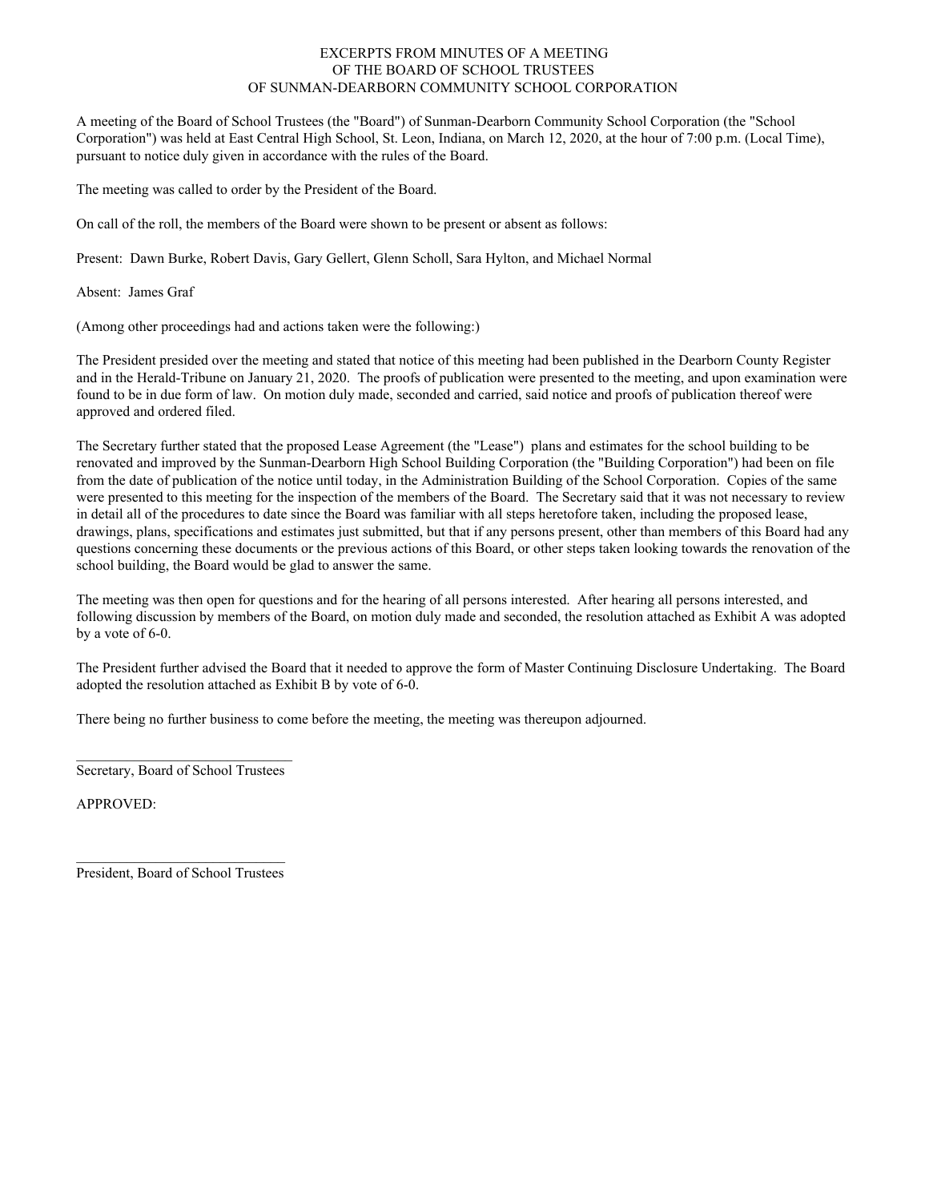# EXCERPTS FROM MINUTES OF A MEETING
# OF THE BOARD OF SCHOOL TRUSTEES
# OF SUNMAN-DEARBORN COMMUNITY SCHOOL CORPORATION

A meeting of the Board of School Trustees (the "Board") of Sunman-Dearborn Community School Corporation (the "School Corporation") was held at East Central High School, St. Leon, Indiana, on March 12, 2020, at the hour of 7:00 p.m. (Local Time), pursuant to notice duly given in accordance with the rules of the Board.

The meeting was called to order by the President of the Board.

On call of the roll, the members of the Board were shown to be present or absent as follows:

Present: Dawn Burke, Robert Davis, Gary Gellert, Glenn Scholl, Sara Hylton, and Michael Normal

Absent: James Graf

(Among other proceedings had and actions taken were the following:)

The President presided over the meeting and stated that notice of this meeting had been published in the Dearborn County Register and in the Herald-Tribune on January 21, 2020. The proofs of publication were presented to the meeting, and upon examination were found to be in due form of law. On motion duly made, seconded and carried, said notice and proofs of publication thereof were approved and ordered filed.

The Secretary further stated that the proposed Lease Agreement (the "Lease") plans and estimates for the school building to be renovated and improved by the Sunman-Dearborn High School Building Corporation (the "Building Corporation") had been on file from the date of publication of the notice until today, in the Administration Building of the School Corporation. Copies of the same were presented to this meeting for the inspection of the members of the Board. The Secretary said that it was not necessary to review in detail all of the procedures to date since the Board was familiar with all steps heretofore taken, including the proposed lease, drawings, plans, specifications and estimates just submitted, but that if any persons present, other than members of this Board had any questions concerning these documents or the previous actions of this Board, or other steps taken looking towards the renovation of the school building, the Board would be glad to answer the same.

The meeting was then open for questions and for the hearing of all persons interested. After hearing all persons interested, and following discussion by members of the Board, on motion duly made and seconded, the resolution attached as Exhibit A was adopted by a vote of 6-0.

The President further advised the Board that it needed to approve the form of Master Continuing Disclosure Undertaking. The Board adopted the resolution attached as Exhibit B by vote of 6-0.

There being no further business to come before the meeting, the meeting was thereupon adjourned.

\_\_\_\_\_\_\_\_\_\_\_\_\_\_\_\_\_\_\_\_\_\_\_\_\_\_\_\_\_\_\_\_
Secretary, Board of School Trustees

APPROVED:

\_\_\_\_\_\_\_\_\_\_\_\_\_\_\_\_\_\_\_\_\_\_\_\_\_\_\_\_\_\_\_\_
President, Board of School Trustees